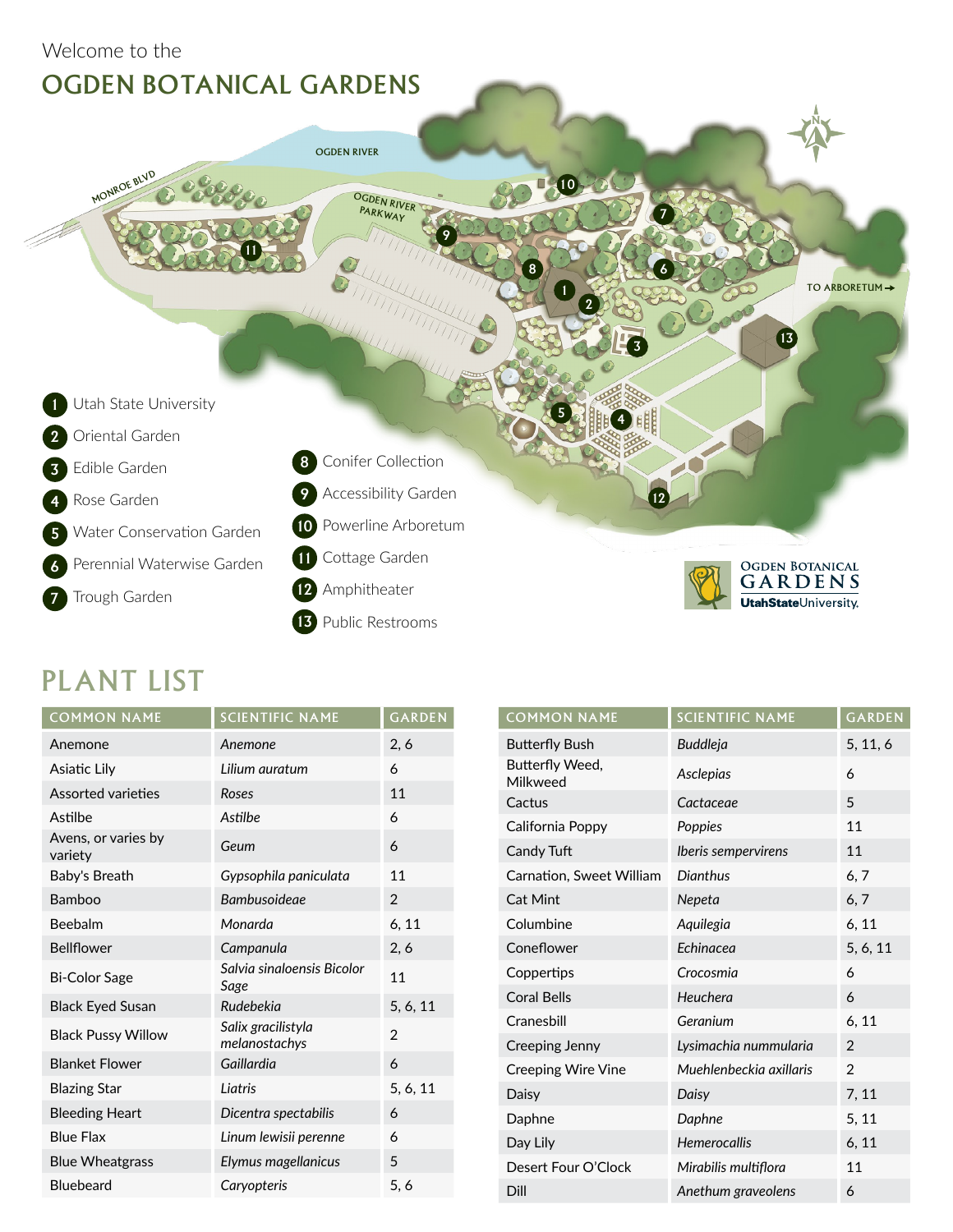Welcome to the

# OGDEN BOTANICAL GARDENS

OGDEN RIVER

MONROE BLVD

OGDEN RIVER PARKWAY

TO ARBORETUM →

1. Utah State University
2. Oriental Garden
3. Edible Garden
4. Rose Garden
5. Water Conservation Garden
6. Perennial Waterwise Garden
7. Trough Garden
8. Conifer Collection
9. Accessibility Garden
10. Powerline Arboretum
11. Cottage Garden
12. Amphitheater
13. Public Restrooms

OGDEN BOTANICAL GARDENS
UtahStateUniversity.

## PLANT LIST

| COMMON NAME | SCIENTIFIC NAME | GARDEN |
|---|---|---|
| Anemone | *Anemone* | 2, 6 |
| Asiatic Lily | *Lilium auratum* | 6 |
| Assorted varieties | *Roses* | 11 |
| Astilbe | *Astilbe* | 6 |
| Avens, or varies by variety | *Geum* | 6 |
| Baby's Breath | *Gypsophila paniculata* | 11 |
| Bamboo | *Bambusoideae* | 2 |
| Beebalm | *Monarda* | 6, 11 |
| Bellflower | *Campanula* | 2, 6 |
| Bi-Color Sage | *Salvia sinaloensis Bicolor Sage* | 11 |
| Black Eyed Susan | *Rudebekia* | 5, 6, 11 |
| Black Pussy Willow | *Salix gracilistyla melanostachys* | 2 |
| Blanket Flower | *Gaillardia* | 6 |
| Blazing Star | *Liatris* | 5, 6, 11 |
| Bleeding Heart | *Dicentra spectabilis* | 6 |
| Blue Flax | *Linum lewisii perenne* | 6 |
| Blue Wheatgrass | *Elymus magellanicus* | 5 |
| Bluebeard | *Caryopteris* | 5, 6 |

| COMMON NAME | SCIENTIFIC NAME | GARDEN |
|---|---|---|
| Butterfly Bush | *Buddleja* | 5, 11, 6 |
| Butterfly Weed, Milkweed | *Asclepias* | 6 |
| Cactus | *Cactaceae* | 5 |
| California Poppy | *Poppies* | 11 |
| Candy Tuft | *Iberis sempervirens* | 11 |
| Carnation, Sweet William | *Dianthus* | 6, 7 |
| Cat Mint | *Nepeta* | 6, 7 |
| Columbine | *Aquilegia* | 6, 11 |
| Coneflower | *Echinacea* | 5, 6, 11 |
| Coppertips | *Crocosmia* | 6 |
| Coral Bells | *Heuchera* | 6 |
| Cranesbill | *Geranium* | 6, 11 |
| Creeping Jenny | *Lysimachia nummularia* | 2 |
| Creeping Wire Vine | *Muehlenbeckia axillaris* | 2 |
| Daisy | *Daisy* | 7, 11 |
| Daphne | *Daphne* | 5, 11 |
| Day Lily | *Hemerocallis* | 6, 11 |
| Desert Four O'Clock | *Mirabilis multiflora* | 11 |
| Dill | *Anethum graveolens* | 6 |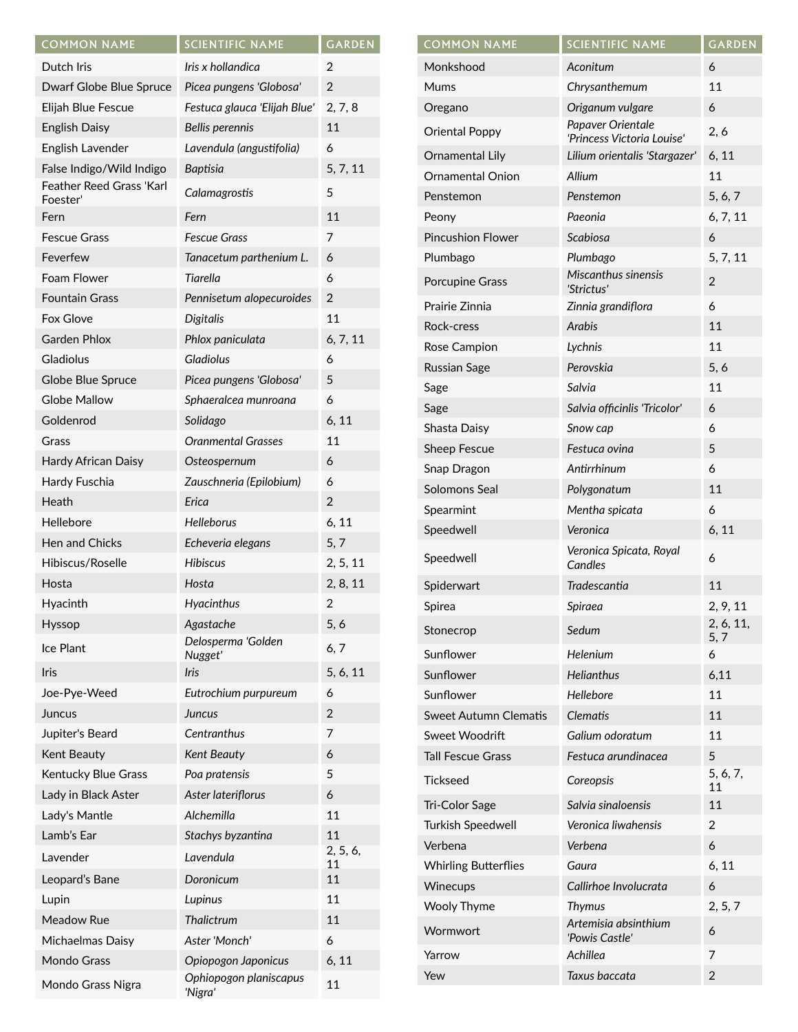| COMMON NAME | SCIENTIFIC NAME | GARDEN |
|---|---|---|
| Dutch Iris | *Iris x hollandica* | 2 |
| Dwarf Globe Blue Spruce | *Picea pungens 'Globosa'* | 2 |
| Elijah Blue Fescue | *Festuca glauca 'Elijah Blue'* | 2, 7, 8 |
| English Daisy | *Bellis perennis* | 11 |
| English Lavender | *Lavendula (angustifolia)* | 6 |
| False Indigo/Wild Indigo | *Baptisia* | 5, 7, 11 |
| Feather Reed Grass 'Karl Foester' | *Calamagrostis* | 5 |
| Fern | *Fern* | 11 |
| Fescue Grass | *Fescue Grass* | 7 |
| Feverfew | *Tanacetum parthenium L.* | 6 |
| Foam Flower | *Tiarella* | 6 |
| Fountain Grass | *Pennisetum alopecuroides* | 2 |
| Fox Glove | *Digitalis* | 11 |
| Garden Phlox | *Phlox paniculata* | 6, 7, 11 |
| Gladiolus | *Gladiolus* | 6 |
| Globe Blue Spruce | *Picea pungens 'Globosa'* | 5 |
| Globe Mallow | *Sphaeralcea munroana* | 6 |
| Goldenrod | *Solidago* | 6, 11 |
| Grass | *Oranmental Grasses* | 11 |
| Hardy African Daisy | *Osteospernum* | 6 |
| Hardy Fuschia | *Zauschneria (Epilobium)* | 6 |
| Heath | *Erica* | 2 |
| Hellebore | *Helleborus* | 6, 11 |
| Hen and Chicks | *Echeveria elegans* | 5, 7 |
| Hibiscus/Roselle | *Hibiscus* | 2, 5, 11 |
| Hosta | *Hosta* | 2, 8, 11 |
| Hyacinth | *Hyacinthus* | 2 |
| Hyssop | *Agastache* | 5, 6 |
| Ice Plant | *Delosperma 'Golden Nugget'* | 6, 7 |
| Iris | *Iris* | 5, 6, 11 |
| Joe-Pye-Weed | *Eutrochium purpureum* | 6 |
| Juncus | *Juncus* | 2 |
| Jupiter's Beard | *Centranthus* | 7 |
| Kent Beauty | *Kent Beauty* | 6 |
| Kentucky Blue Grass | *Poa pratensis* | 5 |
| Lady in Black Aster | *Aster lateriflorus* | 6 |
| Lady's Mantle | *Alchemilla* | 11 |
| Lamb's Ear | *Stachys byzantina* | 11 |
| Lavender | *Lavendula* | 2, 5, 6, 11 |
| Leopard's Bane | *Doronicum* | 11 |
| Lupin | *Lupinus* | 11 |
| Meadow Rue | *Thalictrum* | 11 |
| Michaelmas Daisy | *Aster 'Monch'* | 6 |
| Mondo Grass | *Opiopogon Japonicus* | 6, 11 |
| Mondo Grass Nigra | *Ophiopogon planiscapus 'Nigra'* | 11 |
| Monkshood | *Aconitum* | 6 |
| Mums | *Chrysanthemum* | 11 |
| Oregano | *Origanum vulgare* | 6 |
| Oriental Poppy | *Papaver Orientale 'Princess Victoria Louise'* | 2, 6 |
| Ornamental Lily | *Lilium orientalis 'Stargazer'* | 6, 11 |
| Ornamental Onion | *Allium* | 11 |
| Penstemon | *Penstemon* | 5, 6, 7 |
| Peony | *Paeonia* | 6, 7, 11 |
| Pincushion Flower | *Scabiosa* | 6 |
| Plumbago | *Plumbago* | 5, 7, 11 |
| Porcupine Grass | *Miscanthus sinensis 'Strictus'* | 2 |
| Prairie Zinnia | *Zinnia grandiflora* | 6 |
| Rock-cress | *Arabis* | 11 |
| Rose Campion | *Lychnis* | 11 |
| Russian Sage | *Perovskia* | 5, 6 |
| Sage | *Salvia* | 11 |
| Sage | *Salvia officinlis 'Tricolor'* | 6 |
| Shasta Daisy | *Snow cap* | 6 |
| Sheep Fescue | *Festuca ovina* | 5 |
| Snap Dragon | *Antirrhinum* | 6 |
| Solomons Seal | *Polygonatum* | 11 |
| Spearmint | *Mentha spicata* | 6 |
| Speedwell | *Veronica* | 6, 11 |
| Speedwell | *Veronica Spicata, Royal Candles* | 6 |
| Spiderwart | *Tradescantia* | 11 |
| Spirea | *Spiraea* | 2, 9, 11 |
| Stonecrop | *Sedum* | 2, 6, 11, 5, 7 |
| Sunflower | *Helenium* | 6 |
| Sunflower | *Helianthus* | 6,11 |
| Sunflower | *Hellebore* | 11 |
| Sweet Autumn Clematis | *Clematis* | 11 |
| Sweet Woodrift | *Galium odoratum* | 11 |
| Tall Fescue Grass | *Festuca arundinacea* | 5 |
| Tickseed | *Coreopsis* | 5, 6, 7, 11 |
| Tri-Color Sage | *Salvia sinaloensis* | 11 |
| Turkish Speedwell | *Veronica liwahensis* | 2 |
| Verbena | *Verbena* | 6 |
| Whirling Butterflies | *Gaura* | 6, 11 |
| Winecups | *Callirhoe Involucrata* | 6 |
| Wooly Thyme | *Thymus* | 2, 5, 7 |
| Wormwort | *Artemisia absinthium 'Powis Castle'* | 6 |
| Yarrow | *Achillea* | 7 |
| Yew | *Taxus baccata* | 2 |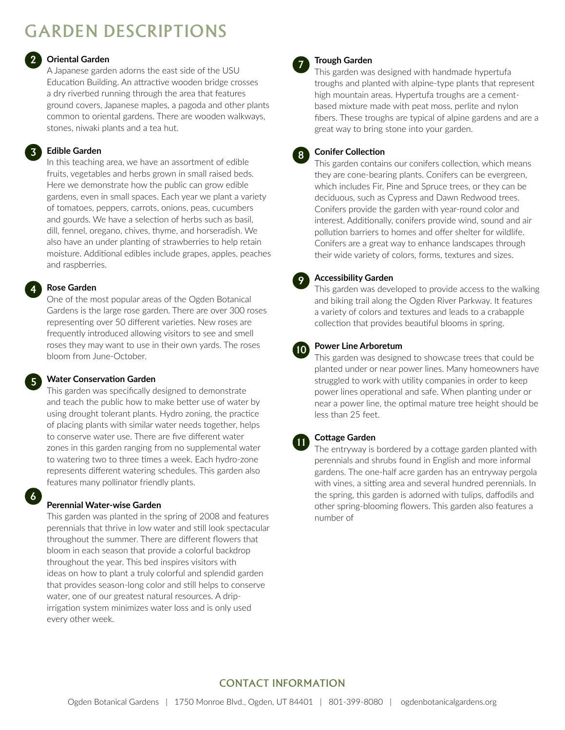# GARDEN DESCRIPTIONS

**2** **Oriental Garden**
A Japanese garden adorns the east side of the USU Education Building. An attractive wooden bridge crosses a dry riverbed running through the area that features ground covers, Japanese maples, a pagoda and other plants common to oriental gardens. There are wooden walkways, stones, niwaki plants and a tea hut.

**3** **Edible Garden**
In this teaching area, we have an assortment of edible fruits, vegetables and herbs grown in small raised beds. Here we demonstrate how the public can grow edible gardens, even in small spaces. Each year we plant a variety of tomatoes, peppers, carrots, onions, peas, cucumbers and gourds. We have a selection of herbs such as basil, dill, fennel, oregano, chives, thyme, and horseradish. We also have an under planting of strawberries to help retain moisture. Additional edibles include grapes, apples, peaches and raspberries.

**4** **Rose Garden**
One of the most popular areas of the Ogden Botanical Gardens is the large rose garden. There are over 300 roses representing over 50 different varieties. New roses are frequently introduced allowing visitors to see and smell roses they may want to use in their own yards. The roses bloom from June-October.

**5** **Water Conservation Garden**
This garden was specifically designed to demonstrate and teach the public how to make better use of water by using drought tolerant plants. Hydro zoning, the practice of placing plants with similar water needs together, helps to conserve water use. There are five different water zones in this garden ranging from no supplemental water to watering two to three times a week. Each hydro-zone represents different watering schedules. This garden also features many pollinator friendly plants.

**6** **Perennial Water-wise Garden**
This garden was planted in the spring of 2008 and features perennials that thrive in low water and still look spectacular throughout the summer. There are different flowers that bloom in each season that provide a colorful backdrop throughout the year. This bed inspires visitors with ideas on how to plant a truly colorful and splendid garden that provides season-long color and still helps to conserve water, one of our greatest natural resources. A drip-irrigation system minimizes water loss and is only used every other week.

**7** **Trough Garden**
This garden was designed with handmade hypertufa troughs and planted with alpine-type plants that represent high mountain areas. Hypertufa troughs are a cement-based mixture made with peat moss, perlite and nylon fibers. These troughs are typical of alpine gardens and are a great way to bring stone into your garden.

**8** **Conifer Collection**
This garden contains our conifers collection, which means they are cone-bearing plants. Conifers can be evergreen, which includes Fir, Pine and Spruce trees, or they can be deciduous, such as Cypress and Dawn Redwood trees. Conifers provide the garden with year-round color and interest. Additionally, conifers provide wind, sound and air pollution barriers to homes and offer shelter for wildlife. Conifers are a great way to enhance landscapes through their wide variety of colors, forms, textures and sizes.

**9** **Accessibility Garden**
This garden was developed to provide access to the walking and biking trail along the Ogden River Parkway. It features a variety of colors and textures and leads to a crabapple collection that provides beautiful blooms in spring.

**10** **Power Line Arboretum**
This garden was designed to showcase trees that could be planted under or near power lines. Many homeowners have struggled to work with utility companies in order to keep power lines operational and safe. When planting under or near a power line, the optimal mature tree height should be less than 25 feet.

**11** **Cottage Garden**
The entryway is bordered by a cottage garden planted with perennials and shrubs found in English and more informal gardens. The one-half acre garden has an entryway pergola with vines, a sitting area and several hundred perennials. In the spring, this garden is adorned with tulips, daffodils and other spring-blooming flowers. This garden also features a number of

## CONTACT INFORMATION

Ogden Botanical Gardens | 1750 Monroe Blvd., Ogden, UT 84401 | 801-399-8080 | ogdenbotanicalgardens.org